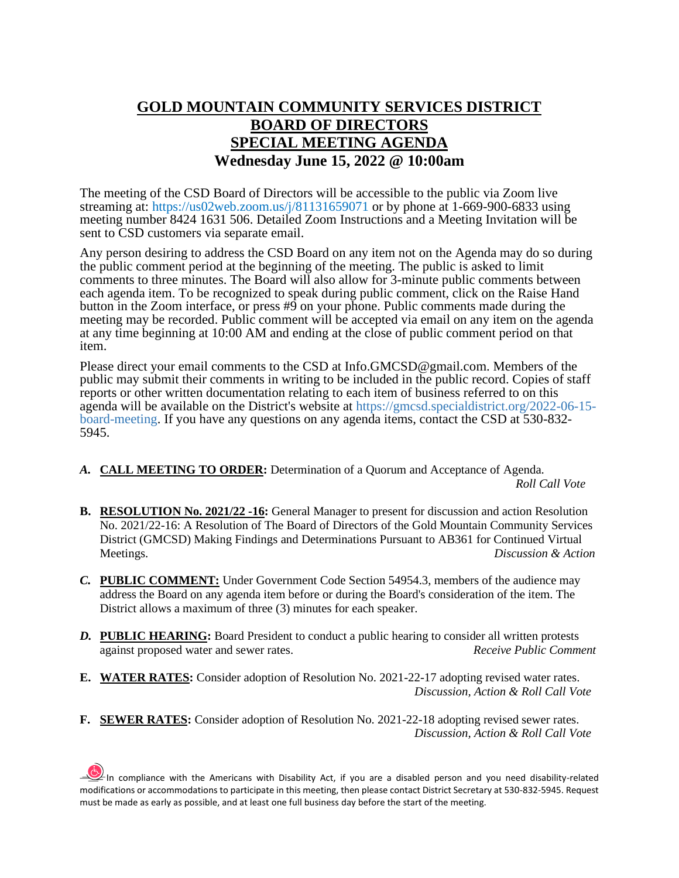# GOLD MOUNTAIN COMMUNITY SERVICES DISTRICT
# BOARD OF DIRECTORS
# SPECIAL MEETING AGENDA
## Wednesday June 15, 2022 @ 10:00am

The meeting of the CSD Board of Directors will be accessible to the public via Zoom live streaming at: https://us02web.zoom.us/j/81131659071 or by phone at 1-669-900-6833 using meeting number 8424 1631 506. Detailed Zoom Instructions and a Meeting Invitation will be sent to CSD customers via separate email.

Any person desiring to address the CSD Board on any item not on the Agenda may do so during the public comment period at the beginning of the meeting. The public is asked to limit comments to three minutes. The Board will also allow for 3-minute public comments between each agenda item. To be recognized to speak during public comment, click on the Raise Hand button in the Zoom interface, or press #9 on your phone. Public comments made during the meeting may be recorded. Public comment will be accepted via email on any item on the agenda at any time beginning at 10:00 AM and ending at the close of public comment period on that item.

Please direct your email comments to the CSD at Info.GMCSD@gmail.com. Members of the public may submit their comments in writing to be included in the public record. Copies of staff reports or other written documentation relating to each item of business referred to on this agenda will be available on the District's website at https://gmcsd.specialdistrict.org/2022-06-15-board-meeting. If you have any questions on any agenda items, contact the CSD at 530-832-5945.

***A.*** **CALL MEETING TO ORDER:** Determination of a Quorum and Acceptance of Agenda.
*Roll Call Vote*

**B.** **RESOLUTION No. 2021/22 -16:** General Manager to present for discussion and action Resolution No. 2021/22-16: A Resolution of The Board of Directors of the Gold Mountain Community Services District (GMCSD) Making Findings and Determinations Pursuant to AB361 for Continued Virtual Meetings.
*Discussion & Action*

***C.*** **PUBLIC COMMENT:** Under Government Code Section 54954.3, members of the audience may address the Board on any agenda item before or during the Board's consideration of the item. The District allows a maximum of three (3) minutes for each speaker.

***D.*** **PUBLIC HEARING:** Board President to conduct a public hearing to consider all written protests against proposed water and sewer rates.
*Receive Public Comment*

**E.** **WATER RATES:** Consider adoption of Resolution No. 2021-22-17 adopting revised water rates.
*Discussion, Action & Roll Call Vote*

**F.** **SEWER RATES:** Consider adoption of Resolution No. 2021-22-18 adopting revised sewer rates.
*Discussion, Action & Roll Call Vote*

In compliance with the Americans with Disability Act, if you are a disabled person and you need disability-related modifications or accommodations to participate in this meeting, then please contact District Secretary at 530-832-5945. Request must be made as early as possible, and at least one full business day before the start of the meeting.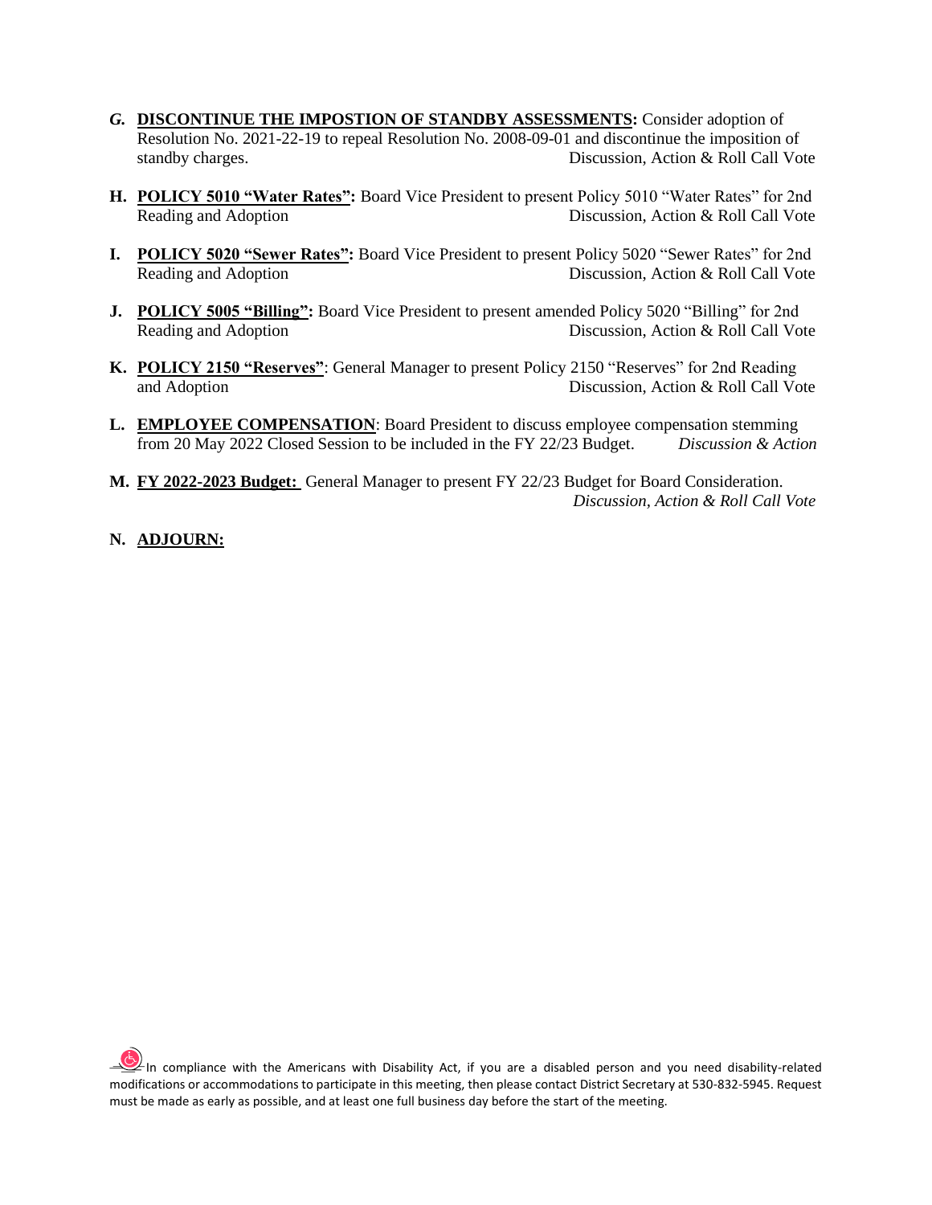***G.*** **DISCONTINUE THE IMPOSTION OF STANDBY ASSESSMENTS:** Consider adoption of Resolution No. 2021-22-19 to repeal Resolution No. 2008-09-01 and discontinue the imposition of standby charges. Discussion, Action & Roll Call Vote

**H. POLICY 5010 "Water Rates":** Board Vice President to present Policy 5010 "Water Rates" for 2nd Reading and Adoption Discussion, Action & Roll Call Vote

**I. POLICY 5020 "Sewer Rates":** Board Vice President to present Policy 5020 "Sewer Rates" for 2nd Reading and Adoption Discussion, Action & Roll Call Vote

**J. POLICY 5005 "Billing":** Board Vice President to present amended Policy 5020 "Billing" for 2nd Reading and Adoption Discussion, Action & Roll Call Vote

**K. POLICY 2150 "Reserves"**: General Manager to present Policy 2150 "Reserves" for 2nd Reading and Adoption Discussion, Action & Roll Call Vote

**L. EMPLOYEE COMPENSATION**: Board President to discuss employee compensation stemming from 20 May 2022 Closed Session to be included in the FY 22/23 Budget. *Discussion & Action*

**M. FY 2022-2023 Budget:** General Manager to present FY 22/23 Budget for Board Consideration. *Discussion, Action & Roll Call Vote*

**N. ADJOURN:**

In compliance with the Americans with Disability Act, if you are a disabled person and you need disability-related modifications or accommodations to participate in this meeting, then please contact District Secretary at 530-832-5945. Request must be made as early as possible, and at least one full business day before the start of the meeting.